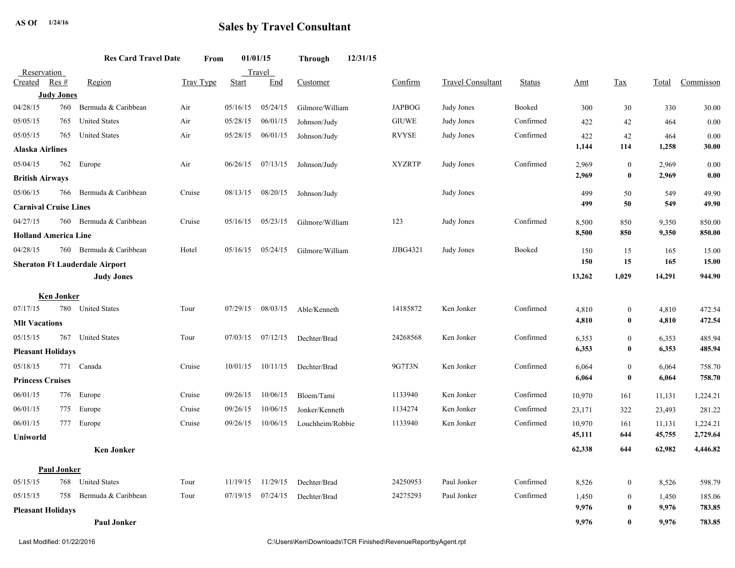AS Of 1/24/16

# Sales by Travel Consultant

**Res Card Travel Date From 01/01/15 Through 12/31/15**

| Reservation Created | Res # | Region | Trav Type | Travel Start | Travel End | Customer | Confirm | Travel Consultant | Status | Amt | Tax | Total | Commisson |
|---|---|---|---|---|---|---|---|---|---|---|---|---|---|
| **Judy Jones** | | | | | | | | | | | | | |
| 04/28/15 | 760 | Bermuda & Caribbean | Air | 05/16/15 | 05/24/15 | Gilmore/William | JAPBOG | Judy Jones | Booked | 300 | 30 | 330 | 30.00 |
| 05/05/15 | 765 | United States | Air | 05/28/15 | 06/01/15 | Johnson/Judy | GIUWE | Judy Jones | Confirmed | 422 | 42 | 464 | 0.00 |
| 05/05/15 | 765 | United States | Air | 05/28/15 | 06/01/15 | Johnson/Judy | RVYSE | Judy Jones | Confirmed | 422 | 42 | 464 | 0.00 |
| **Alaska Airlines** | | | | | | | | | | **1,144** | **114** | **1,258** | **30.00** |
| 05/04/15 | 762 | Europe | Air | 06/26/15 | 07/13/15 | Johnson/Judy | XYZRTP | Judy Jones | Confirmed | 2,969 | 0 | 2,969 | 0.00 |
| **British Airways** | | | | | | | | | | **2,969** | **0** | **2,969** | **0.00** |
| 05/06/15 | 766 | Bermuda & Caribbean | Cruise | 08/13/15 | 08/20/15 | Johnson/Judy | | Judy Jones | | 499 | 50 | 549 | 49.90 |
| **Carnival Cruise Lines** | | | | | | | | | | **499** | **50** | **549** | **49.90** |
| 04/27/15 | 760 | Bermuda & Caribbean | Cruise | 05/16/15 | 05/23/15 | Gilmore/William | 123 | Judy Jones | Confirmed | 8,500 | 850 | 9,350 | 850.00 |
| **Holland America Line** | | | | | | | | | | **8,500** | **850** | **9,350** | **850.00** |
| 04/28/15 | 760 | Bermuda & Caribbean | Hotel | 05/16/15 | 05/24/15 | Gilmore/William | JJBG4321 | Judy Jones | Booked | 150 | 15 | 165 | 15.00 |
| **Sheraton Ft Lauderdale Airport** | | | | | | | | | | **150** | **15** | **165** | **15.00** |
| | | **Judy Jones** | | | | | | | | **13,262** | **1,029** | **14,291** | **944.90** |
| **Ken Jonker** | | | | | | | | | | | | | |
| 07/17/15 | 780 | United States | Tour | 07/29/15 | 08/03/15 | Able/Kenneth | 14185872 | Ken Jonker | Confirmed | 4,810 | 0 | 4,810 | 472.54 |
| **Mlt Vacations** | | | | | | | | | | **4,810** | **0** | **4,810** | **472.54** |
| 05/15/15 | 767 | United States | Tour | 07/03/15 | 07/12/15 | Dechter/Brad | 24268568 | Ken Jonker | Confirmed | 6,353 | 0 | 6,353 | 485.94 |
| **Pleasant Holidays** | | | | | | | | | | **6,353** | **0** | **6,353** | **485.94** |
| 05/18/15 | 771 | Canada | Cruise | 10/01/15 | 10/11/15 | Dechter/Brad | 9G7T3N | Ken Jonker | Confirmed | 6,064 | 0 | 6,064 | 758.70 |
| **Princess Cruises** | | | | | | | | | | **6,064** | **0** | **6,064** | **758.70** |
| 06/01/15 | 776 | Europe | Cruise | 09/26/15 | 10/06/15 | Bloem/Tami | 1133940 | Ken Jonker | Confirmed | 10,970 | 161 | 11,131 | 1,224.21 |
| 06/01/15 | 775 | Europe | Cruise | 09/26/15 | 10/06/15 | Jonker/Kenneth | 1134274 | Ken Jonker | Confirmed | 23,171 | 322 | 23,493 | 281.22 |
| 06/01/15 | 777 | Europe | Cruise | 09/26/15 | 10/06/15 | Louchheim/Robbie | 1133940 | Ken Jonker | Confirmed | 10,970 | 161 | 11,131 | 1,224.21 |
| **Uniworld** | | | | | | | | | | **45,111** | **644** | **45,755** | **2,729.64** |
| | | **Ken Jonker** | | | | | | | | **62,338** | **644** | **62,982** | **4,446.82** |
| **Paul Jonker** | | | | | | | | | | | | | |
| 05/15/15 | 768 | United States | Tour | 11/19/15 | 11/29/15 | Dechter/Brad | 24250953 | Paul Jonker | Confirmed | 8,526 | 0 | 8,526 | 598.79 |
| 05/15/15 | 758 | Bermuda & Caribbean | Tour | 07/19/15 | 07/24/15 | Dechter/Brad | 24275293 | Paul Jonker | Confirmed | 1,450 | 0 | 1,450 | 185.06 |
| **Pleasant Holidays** | | | | | | | | | | **9,976** | **0** | **9,976** | **783.85** |
| | | **Paul Jonker** | | | | | | | | **9,976** | **0** | **9,976** | **783.85** |

Last Modified: 01/22/2016    C:\Users\Ken\Downloads\TCR Finished\RevenueReportbyAgent.rpt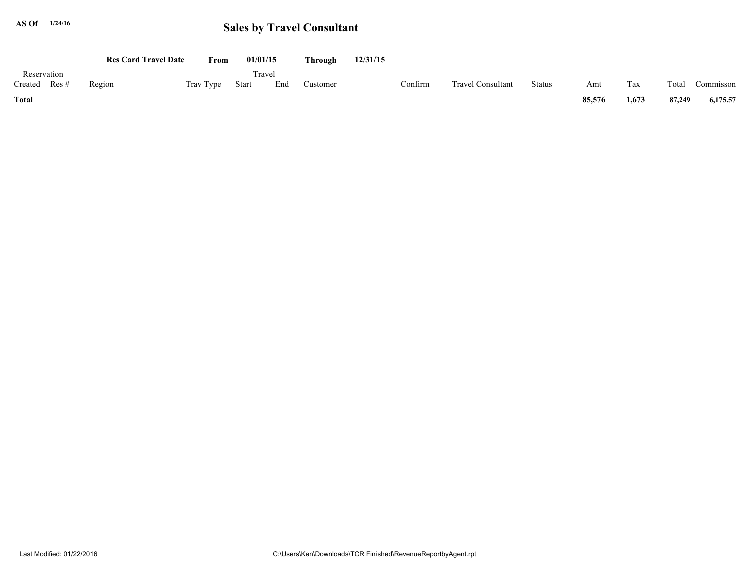**AS Of** **1/24/16**

# Sales by Travel Consultant

**Res Card Travel Date** **From** **01/01/15** **Through** **12/31/15**

| Reservation | | | | Travel | | | | | | | | | |
|---|---|---|---|---|---|---|---|---|---|---|---|---|---|
| Created | Res # | Region | Trav Type | Start | End | Customer | Confirm | Travel Consultant | Status | Amt | Tax | Total | Commisson |
| **Total** | | | | | | | | | | **85,576** | **1,673** | **87,249** | **6,175.57** |

Last Modified: 01/22/2016

C:\Users\Ken\Downloads\TCR Finished\RevenueReportbyAgent.rpt